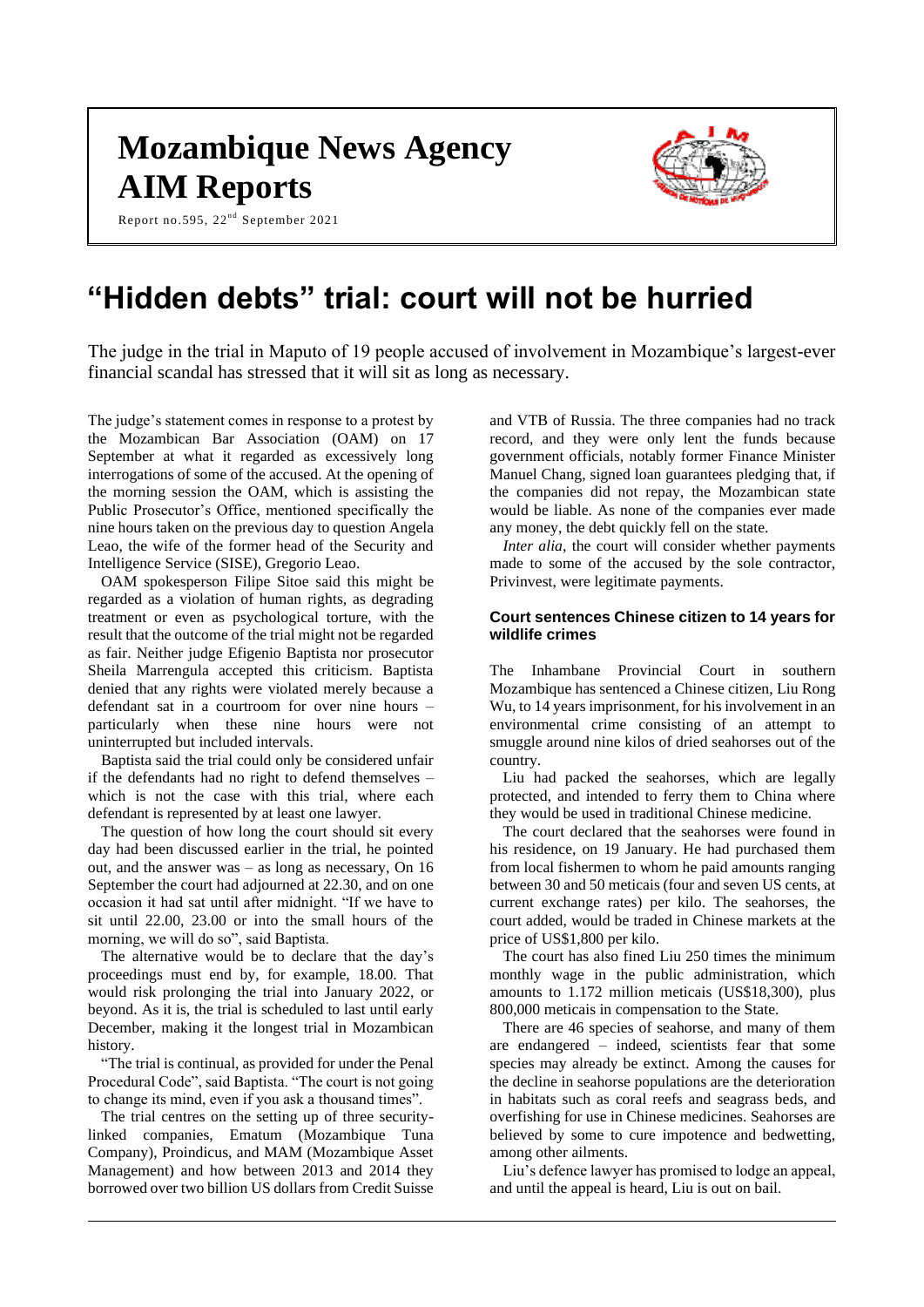# Mozambique News Agency
# AIM Reports

Report no.595, 22nd September 2021

# "Hidden debts" trial: court will not be hurried

The judge in the trial in Maputo of 19 people accused of involvement in Mozambique's largest-ever financial scandal has stressed that it will sit as long as necessary.

The judge's statement comes in response to a protest by the Mozambican Bar Association (OAM) on 17 September at what it regarded as excessively long interrogations of some of the accused. At the opening of the morning session the OAM, which is assisting the Public Prosecutor's Office, mentioned specifically the nine hours taken on the previous day to question Angela Leao, the wife of the former head of the Security and Intelligence Service (SISE), Gregorio Leao.

OAM spokesperson Filipe Sitoe said this might be regarded as a violation of human rights, as degrading treatment or even as psychological torture, with the result that the outcome of the trial might not be regarded as fair. Neither judge Efigenio Baptista nor prosecutor Sheila Marrengula accepted this criticism. Baptista denied that any rights were violated merely because a defendant sat in a courtroom for over nine hours – particularly when these nine hours were not uninterrupted but included intervals.

Baptista said the trial could only be considered unfair if the defendants had no right to defend themselves – which is not the case with this trial, where each defendant is represented by at least one lawyer.

The question of how long the court should sit every day had been discussed earlier in the trial, he pointed out, and the answer was – as long as necessary, On 16 September the court had adjourned at 22.30, and on one occasion it had sat until after midnight. "If we have to sit until 22.00, 23.00 or into the small hours of the morning, we will do so", said Baptista.

The alternative would be to declare that the day's proceedings must end by, for example, 18.00. That would risk prolonging the trial into January 2022, or beyond. As it is, the trial is scheduled to last until early December, making it the longest trial in Mozambican history.

"The trial is continual, as provided for under the Penal Procedural Code", said Baptista. "The court is not going to change its mind, even if you ask a thousand times".

The trial centres on the setting up of three security-linked companies, Ematum (Mozambique Tuna Company), Proindicus, and MAM (Mozambique Asset Management) and how between 2013 and 2014 they borrowed over two billion US dollars from Credit Suisse and VTB of Russia. The three companies had no track record, and they were only lent the funds because government officials, notably former Finance Minister Manuel Chang, signed loan guarantees pledging that, if the companies did not repay, the Mozambican state would be liable. As none of the companies ever made any money, the debt quickly fell on the state.

*Inter alia*, the court will consider whether payments made to some of the accused by the sole contractor, Privinvest, were legitimate payments.

### Court sentences Chinese citizen to 14 years for wildlife crimes

The Inhambane Provincial Court in southern Mozambique has sentenced a Chinese citizen, Liu Rong Wu, to 14 years imprisonment, for his involvement in an environmental crime consisting of an attempt to smuggle around nine kilos of dried seahorses out of the country.

Liu had packed the seahorses, which are legally protected, and intended to ferry them to China where they would be used in traditional Chinese medicine.

The court declared that the seahorses were found in his residence, on 19 January. He had purchased them from local fishermen to whom he paid amounts ranging between 30 and 50 meticais (four and seven US cents, at current exchange rates) per kilo. The seahorses, the court added, would be traded in Chinese markets at the price of US$1,800 per kilo.

The court has also fined Liu 250 times the minimum monthly wage in the public administration, which amounts to 1.172 million meticais (US$18,300), plus 800,000 meticais in compensation to the State.

There are 46 species of seahorse, and many of them are endangered – indeed, scientists fear that some species may already be extinct. Among the causes for the decline in seahorse populations are the deterioration in habitats such as coral reefs and seagrass beds, and overfishing for use in Chinese medicines. Seahorses are believed by some to cure impotence and bedwetting, among other ailments.

Liu's defence lawyer has promised to lodge an appeal, and until the appeal is heard, Liu is out on bail.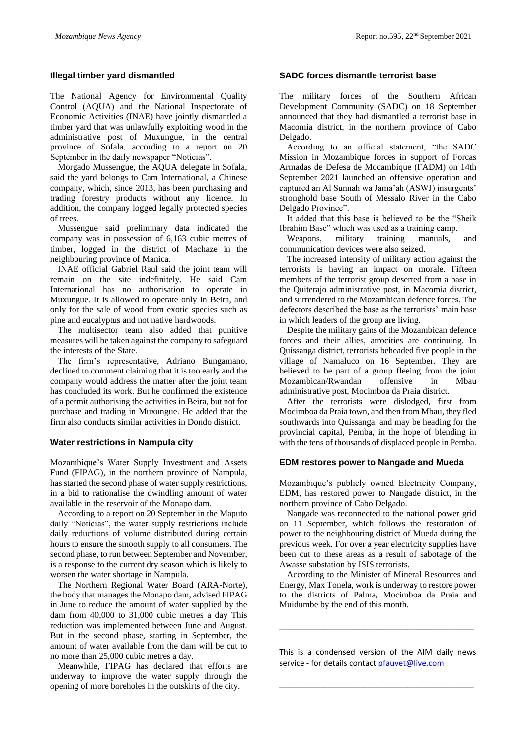## Illegal timber yard dismantled

The National Agency for Environmental Quality Control (AQUA) and the National Inspectorate of Economic Activities (INAE) have jointly dismantled a timber yard that was unlawfully exploiting wood in the administrative post of Muxungue, in the central province of Sofala, according to a report on 20 September in the daily newspaper "Noticias".

Morgado Mussengue, the AQUA delegate in Sofala, said the yard belongs to Cam International, a Chinese company, which, since 2013, has been purchasing and trading forestry products without any licence. In addition, the company logged legally protected species of trees.

Mussengue said preliminary data indicated the company was in possession of 6,163 cubic metres of timber, logged in the district of Machaze in the neighbouring province of Manica.

INAE official Gabriel Raul said the joint team will remain on the site indefinitely. He said Cam International has no authorisation to operate in Muxungue. It is allowed to operate only in Beira, and only for the sale of wood from exotic species such as pine and eucalyptus and not native hardwoods.

The multisector team also added that punitive measures will be taken against the company to safeguard the interests of the State.

The firm's representative, Adriano Bungamano, declined to comment claiming that it is too early and the company would address the matter after the joint team has concluded its work. But he confirmed the existence of a permit authorising the activities in Beira, but not for purchase and trading in Muxungue. He added that the firm also conducts similar activities in Dondo district.

## Water restrictions in Nampula city

Mozambique's Water Supply Investment and Assets Fund (FIPAG), in the northern province of Nampula, has started the second phase of water supply restrictions, in a bid to rationalise the dwindling amount of water available in the reservoir of the Monapo dam.

According to a report on 20 September in the Maputo daily "Noticias", the water supply restrictions include daily reductions of volume distributed during certain hours to ensure the smooth supply to all consumers. The second phase, to run between September and November, is a response to the current dry season which is likely to worsen the water shortage in Nampula.

The Northern Regional Water Board (ARA-Norte), the body that manages the Monapo dam, advised FIPAG in June to reduce the amount of water supplied by the dam from 40,000 to 31,000 cubic metres a day This reduction was implemented between June and August. But in the second phase, starting in September, the amount of water available from the dam will be cut to no more than 25,000 cubic metres a day.

Meanwhile, FIPAG has declared that efforts are underway to improve the water supply through the opening of more boreholes in the outskirts of the city.

## SADC forces dismantle terrorist base

The military forces of the Southern African Development Community (SADC) on 18 September announced that they had dismantled a terrorist base in Macomia district, in the northern province of Cabo Delgado.

According to an official statement, "the SADC Mission in Mozambique forces in support of Forcas Armadas de Defesa de Mocambique (FADM) on 14th September 2021 launched an offensive operation and captured an Al Sunnah wa Jama'ah (ASWJ) insurgents' stronghold base South of Messalo River in the Cabo Delgado Province".

It added that this base is believed to be the "Sheik Ibrahim Base" which was used as a training camp.

Weapons, military training manuals, and communication devices were also seized.

The increased intensity of military action against the terrorists is having an impact on morale. Fifteen members of the terrorist group deserted from a base in the Quiterajo administrative post, in Macomia district, and surrendered to the Mozambican defence forces. The defectors described the base as the terrorists' main base in which leaders of the group are living.

Despite the military gains of the Mozambican defence forces and their allies, atrocities are continuing. In Quissanga district, terrorists beheaded five people in the village of Namaluco on 16 September. They are believed to be part of a group fleeing from the joint Mozambican/Rwandan offensive in Mbau administrative post, Mocimboa da Praia district.

After the terrorists were dislodged, first from Mocimboa da Praia town, and then from Mbau, they fled southwards into Quissanga, and may be heading for the provincial capital, Pemba, in the hope of blending in with the tens of thousands of displaced people in Pemba.

## EDM restores power to Nangade and Mueda

Mozambique's publicly owned Electricity Company, EDM, has restored power to Nangade district, in the northern province of Cabo Delgado.

Nangade was reconnected to the national power grid on 11 September, which follows the restoration of power to the neighbouring district of Mueda during the previous week. For over a year electricity supplies have been cut to these areas as a result of sabotage of the Awasse substation by ISIS terrorists.

According to the Minister of Mineral Resources and Energy, Max Tonela, work is underway to restore power to the districts of Palma, Mocimboa da Praia and Muidumbe by the end of this month.

---

This is a condensed version of the AIM daily news service - for details contact pfauvet@live.com

---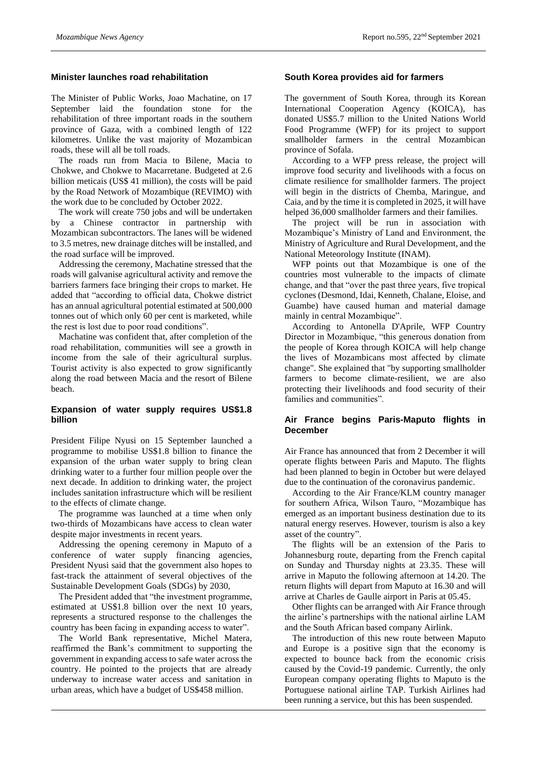## Minister launches road rehabilitation

The Minister of Public Works, Joao Machatine, on 17 September laid the foundation stone for the rehabilitation of three important roads in the southern province of Gaza, with a combined length of 122 kilometres. Unlike the vast majority of Mozambican roads, these will all be toll roads.

The roads run from Macia to Bilene, Macia to Chokwe, and Chokwe to Macarretane. Budgeted at 2.6 billion meticais (US$ 41 million), the costs will be paid by the Road Network of Mozambique (REVIMO) with the work due to be concluded by October 2022.

The work will create 750 jobs and will be undertaken by a Chinese contractor in partnership with Mozambican subcontractors. The lanes will be widened to 3.5 metres, new drainage ditches will be installed, and the road surface will be improved.

Addressing the ceremony, Machatine stressed that the roads will galvanise agricultural activity and remove the barriers farmers face bringing their crops to market. He added that "according to official data, Chokwe district has an annual agricultural potential estimated at 500,000 tonnes out of which only 60 per cent is marketed, while the rest is lost due to poor road conditions".

Machatine was confident that, after completion of the road rehabilitation, communities will see a growth in income from the sale of their agricultural surplus. Tourist activity is also expected to grow significantly along the road between Macia and the resort of Bilene beach.

## Expansion of water supply requires US$1.8 billion

President Filipe Nyusi on 15 September launched a programme to mobilise US$1.8 billion to finance the expansion of the urban water supply to bring clean drinking water to a further four million people over the next decade. In addition to drinking water, the project includes sanitation infrastructure which will be resilient to the effects of climate change.

The programme was launched at a time when only two-thirds of Mozambicans have access to clean water despite major investments in recent years.

Addressing the opening ceremony in Maputo of a conference of water supply financing agencies, President Nyusi said that the government also hopes to fast-track the attainment of several objectives of the Sustainable Development Goals (SDGs) by 2030,

The President added that "the investment programme, estimated at US$1.8 billion over the next 10 years, represents a structured response to the challenges the country has been facing in expanding access to water".

The World Bank representative, Michel Matera, reaffirmed the Bank's commitment to supporting the government in expanding access to safe water across the country. He pointed to the projects that are already underway to increase water access and sanitation in urban areas, which have a budget of US$458 million.

## South Korea provides aid for farmers

The government of South Korea, through its Korean International Cooperation Agency (KOICA), has donated US$5.7 million to the United Nations World Food Programme (WFP) for its project to support smallholder farmers in the central Mozambican province of Sofala.

According to a WFP press release, the project will improve food security and livelihoods with a focus on climate resilience for smallholder farmers. The project will begin in the districts of Chemba, Maringue, and Caia, and by the time it is completed in 2025, it will have helped 36,000 smallholder farmers and their families.

The project will be run in association with Mozambique's Ministry of Land and Environment, the Ministry of Agriculture and Rural Development, and the National Meteorology Institute (INAM).

WFP points out that Mozambique is one of the countries most vulnerable to the impacts of climate change, and that "over the past three years, five tropical cyclones (Desmond, Idai, Kenneth, Chalane, Eloise, and Guambe) have caused human and material damage mainly in central Mozambique".

According to Antonella D'Aprile, WFP Country Director in Mozambique, "this generous donation from the people of Korea through KOICA will help change the lives of Mozambicans most affected by climate change". She explained that "by supporting smallholder farmers to become climate-resilient, we are also protecting their livelihoods and food security of their families and communities".

## Air France begins Paris-Maputo flights in December

Air France has announced that from 2 December it will operate flights between Paris and Maputo. The flights had been planned to begin in October but were delayed due to the continuation of the coronavirus pandemic.

According to the Air France/KLM country manager for southern Africa, Wilson Tauro, "Mozambique has emerged as an important business destination due to its natural energy reserves. However, tourism is also a key asset of the country".

The flights will be an extension of the Paris to Johannesburg route, departing from the French capital on Sunday and Thursday nights at 23.35. These will arrive in Maputo the following afternoon at 14.20. The return flights will depart from Maputo at 16.30 and will arrive at Charles de Gaulle airport in Paris at 05.45.

Other flights can be arranged with Air France through the airline's partnerships with the national airline LAM and the South African based company Airlink.

The introduction of this new route between Maputo and Europe is a positive sign that the economy is expected to bounce back from the economic crisis caused by the Covid-19 pandemic. Currently, the only European company operating flights to Maputo is the Portuguese national airline TAP. Turkish Airlines had been running a service, but this has been suspended.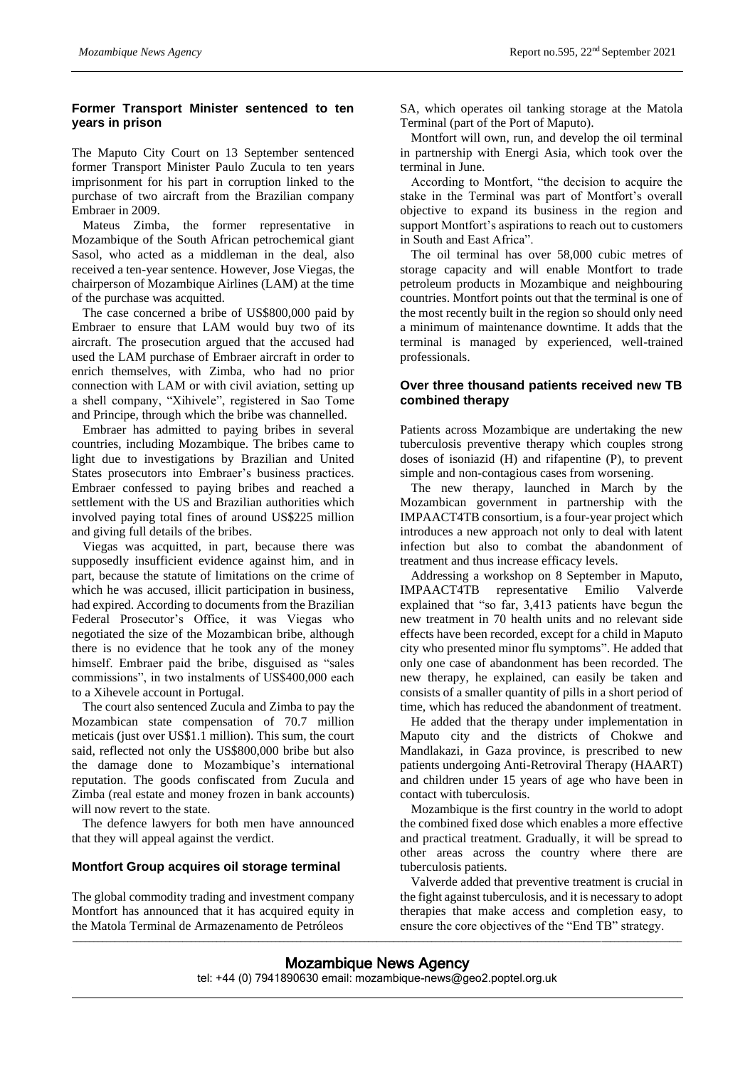## Former Transport Minister sentenced to ten years in prison

The Maputo City Court on 13 September sentenced former Transport Minister Paulo Zucula to ten years imprisonment for his part in corruption linked to the purchase of two aircraft from the Brazilian company Embraer in 2009.

Mateus Zimba, the former representative in Mozambique of the South African petrochemical giant Sasol, who acted as a middleman in the deal, also received a ten-year sentence. However, Jose Viegas, the chairperson of Mozambique Airlines (LAM) at the time of the purchase was acquitted.

The case concerned a bribe of US$800,000 paid by Embraer to ensure that LAM would buy two of its aircraft. The prosecution argued that the accused had used the LAM purchase of Embraer aircraft in order to enrich themselves, with Zimba, who had no prior connection with LAM or with civil aviation, setting up a shell company, "Xihivele", registered in Sao Tome and Principe, through which the bribe was channelled.

Embraer has admitted to paying bribes in several countries, including Mozambique. The bribes came to light due to investigations by Brazilian and United States prosecutors into Embraer's business practices. Embraer confessed to paying bribes and reached a settlement with the US and Brazilian authorities which involved paying total fines of around US$225 million and giving full details of the bribes.

Viegas was acquitted, in part, because there was supposedly insufficient evidence against him, and in part, because the statute of limitations on the crime of which he was accused, illicit participation in business, had expired. According to documents from the Brazilian Federal Prosecutor's Office, it was Viegas who negotiated the size of the Mozambican bribe, although there is no evidence that he took any of the money himself. Embraer paid the bribe, disguised as "sales commissions", in two instalments of US$400,000 each to a Xihevele account in Portugal.

The court also sentenced Zucula and Zimba to pay the Mozambican state compensation of 70.7 million meticais (just over US$1.1 million). This sum, the court said, reflected not only the US$800,000 bribe but also the damage done to Mozambique's international reputation. The goods confiscated from Zucula and Zimba (real estate and money frozen in bank accounts) will now revert to the state.

The defence lawyers for both men have announced that they will appeal against the verdict.

## Montfort Group acquires oil storage terminal

The global commodity trading and investment company Montfort has announced that it has acquired equity in the Matola Terminal de Armazenamento de Petróleos SA, which operates oil tanking storage at the Matola Terminal (part of the Port of Maputo).

Montfort will own, run, and develop the oil terminal in partnership with Energi Asia, which took over the terminal in June.

According to Montfort, "the decision to acquire the stake in the Terminal was part of Montfort's overall objective to expand its business in the region and support Montfort's aspirations to reach out to customers in South and East Africa".

The oil terminal has over 58,000 cubic metres of storage capacity and will enable Montfort to trade petroleum products in Mozambique and neighbouring countries. Montfort points out that the terminal is one of the most recently built in the region so should only need a minimum of maintenance downtime. It adds that the terminal is managed by experienced, well-trained professionals.

## Over three thousand patients received new TB combined therapy

Patients across Mozambique are undertaking the new tuberculosis preventive therapy which couples strong doses of isoniazid (H) and rifapentine (P), to prevent simple and non-contagious cases from worsening.

The new therapy, launched in March by the Mozambican government in partnership with the IMPAACT4TB consortium, is a four-year project which introduces a new approach not only to deal with latent infection but also to combat the abandonment of treatment and thus increase efficacy levels.

Addressing a workshop on 8 September in Maputo, IMPAACT4TB representative Emilio Valverde explained that "so far, 3,413 patients have begun the new treatment in 70 health units and no relevant side effects have been recorded, except for a child in Maputo city who presented minor flu symptoms". He added that only one case of abandonment has been recorded. The new therapy, he explained, can easily be taken and consists of a smaller quantity of pills in a short period of time, which has reduced the abandonment of treatment.

He added that the therapy under implementation in Maputo city and the districts of Chokwe and Mandlakazi, in Gaza province, is prescribed to new patients undergoing Anti-Retroviral Therapy (HAART) and children under 15 years of age who have been in contact with tuberculosis.

Mozambique is the first country in the world to adopt the combined fixed dose which enables a more effective and practical treatment. Gradually, it will be spread to other areas across the country where there are tuberculosis patients.

Valverde added that preventive treatment is crucial in the fight against tuberculosis, and it is necessary to adopt therapies that make access and completion easy, to ensure the core objectives of the "End TB" strategy.

**Mozambique News Agency**

tel: +44 (0) 7941890630 email: mozambique-news@geo2.poptel.org.uk